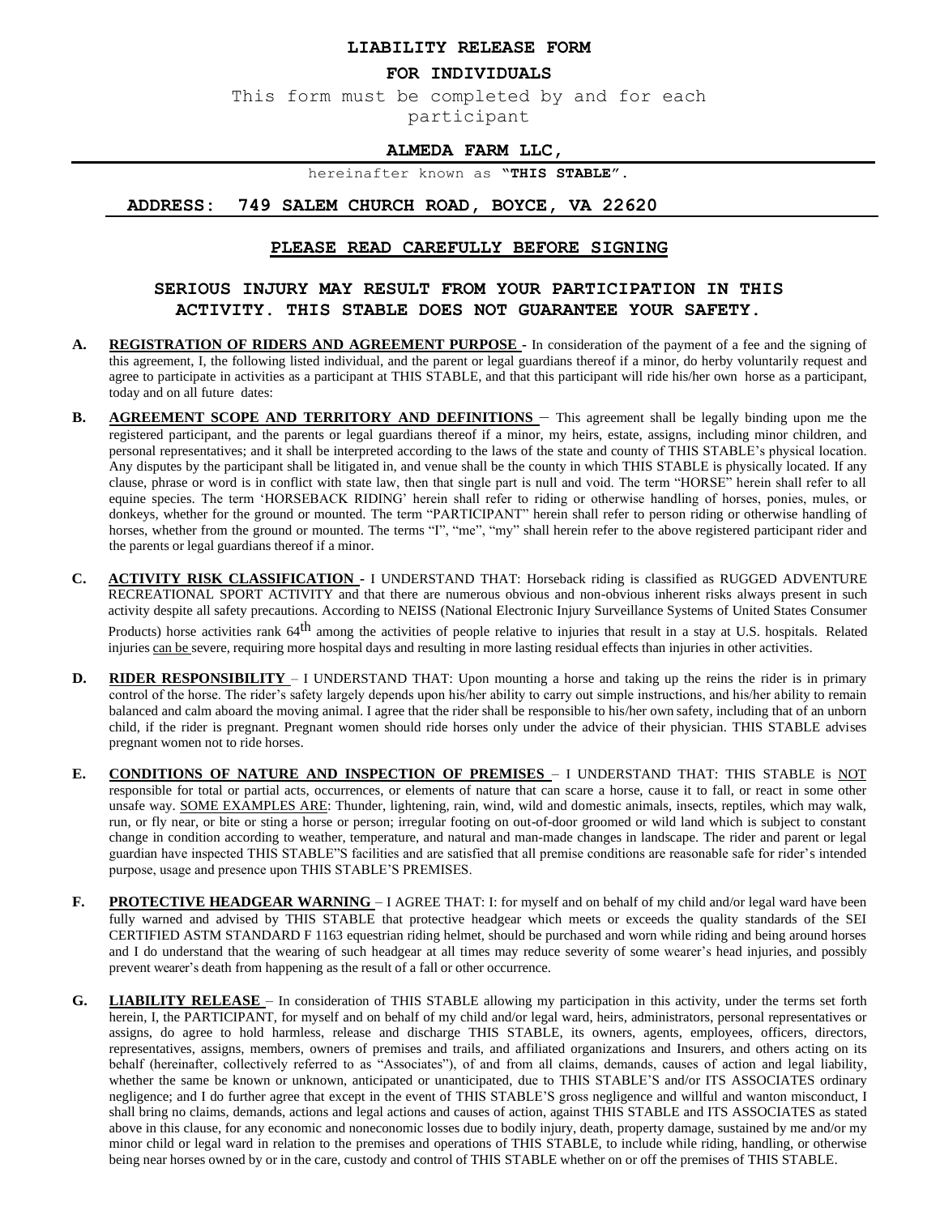# LIABILITY RELEASE FORM

## FOR INDIVIDUALS

This form must be completed by and for each participant

**ALMEDA FARM LLC,**

hereinafter known as **"THIS STABLE".**

**ADDRESS: 749 SALEM CHURCH ROAD, BOYCE, VA 22620**

**PLEASE READ CAREFULLY BEFORE SIGNING**

**SERIOUS INJURY MAY RESULT FROM YOUR PARTICIPATION IN THIS ACTIVITY. THIS STABLE DOES NOT GUARANTEE YOUR SAFETY.**

**A. REGISTRATION OF RIDERS AND AGREEMENT PURPOSE -** In consideration of the payment of a fee and the signing of this agreement, I, the following listed individual, and the parent or legal guardians thereof if a minor, do herby voluntarily request and agree to participate in activities as a participant at THIS STABLE, and that this participant will ride his/her own horse as a participant, today and on all future dates:

**B. AGREEMENT SCOPE AND TERRITORY AND DEFINITIONS** – This agreement shall be legally binding upon me the registered participant, and the parents or legal guardians thereof if a minor, my heirs, estate, assigns, including minor children, and personal representatives; and it shall be interpreted according to the laws of the state and county of THIS STABLE's physical location. Any disputes by the participant shall be litigated in, and venue shall be the county in which THIS STABLE is physically located. If any clause, phrase or word is in conflict with state law, then that single part is null and void. The term "HORSE" herein shall refer to all equine species. The term 'HORSEBACK RIDING' herein shall refer to riding or otherwise handling of horses, ponies, mules, or donkeys, whether for the ground or mounted. The term "PARTICIPANT" herein shall refer to person riding or otherwise handling of horses, whether from the ground or mounted. The terms "I", "me", "my" shall herein refer to the above registered participant rider and the parents or legal guardians thereof if a minor.

**C. ACTIVITY RISK CLASSIFICATION -** I UNDERSTAND THAT: Horseback riding is classified as RUGGED ADVENTURE RECREATIONAL SPORT ACTIVITY and that there are numerous obvious and non-obvious inherent risks always present in such activity despite all safety precautions. According to NEISS (National Electronic Injury Surveillance Systems of United States Consumer Products) horse activities rank 64th among the activities of people relative to injuries that result in a stay at U.S. hospitals. Related injuries can be severe, requiring more hospital days and resulting in more lasting residual effects than injuries in other activities.

**D. RIDER RESPONSIBILITY** – I UNDERSTAND THAT: Upon mounting a horse and taking up the reins the rider is in primary control of the horse. The rider's safety largely depends upon his/her ability to carry out simple instructions, and his/her ability to remain balanced and calm aboard the moving animal. I agree that the rider shall be responsible to his/her own safety, including that of an unborn child, if the rider is pregnant. Pregnant women should ride horses only under the advice of their physician. THIS STABLE advises pregnant women not to ride horses.

**E. CONDITIONS OF NATURE AND INSPECTION OF PREMISES** – I UNDERSTAND THAT: THIS STABLE is NOT responsible for total or partial acts, occurrences, or elements of nature that can scare a horse, cause it to fall, or react in some other unsafe way. SOME EXAMPLES ARE: Thunder, lightening, rain, wind, wild and domestic animals, insects, reptiles, which may walk, run, or fly near, or bite or sting a horse or person; irregular footing on out-of-door groomed or wild land which is subject to constant change in condition according to weather, temperature, and natural and man-made changes in landscape. The rider and parent or legal guardian have inspected THIS STABLE"S facilities and are satisfied that all premise conditions are reasonable safe for rider's intended purpose, usage and presence upon THIS STABLE'S PREMISES.

**F. PROTECTIVE HEADGEAR WARNING** – I AGREE THAT: I: for myself and on behalf of my child and/or legal ward have been fully warned and advised by THIS STABLE that protective headgear which meets or exceeds the quality standards of the SEI CERTIFIED ASTM STANDARD F 1163 equestrian riding helmet, should be purchased and worn while riding and being around horses and I do understand that the wearing of such headgear at all times may reduce severity of some wearer's head injuries, and possibly prevent wearer's death from happening as the result of a fall or other occurrence.

**G. LIABILITY RELEASE** – In consideration of THIS STABLE allowing my participation in this activity, under the terms set forth herein, I, the PARTICIPANT, for myself and on behalf of my child and/or legal ward, heirs, administrators, personal representatives or assigns, do agree to hold harmless, release and discharge THIS STABLE, its owners, agents, employees, officers, directors, representatives, assigns, members, owners of premises and trails, and affiliated organizations and Insurers, and others acting on its behalf (hereinafter, collectively referred to as "Associates"), of and from all claims, demands, causes of action and legal liability, whether the same be known or unknown, anticipated or unanticipated, due to THIS STABLE'S and/or ITS ASSOCIATES ordinary negligence; and I do further agree that except in the event of THIS STABLE'S gross negligence and willful and wanton misconduct, I shall bring no claims, demands, actions and legal actions and causes of action, against THIS STABLE and ITS ASSOCIATES as stated above in this clause, for any economic and noneconomic losses due to bodily injury, death, property damage, sustained by me and/or my minor child or legal ward in relation to the premises and operations of THIS STABLE, to include while riding, handling, or otherwise being near horses owned by or in the care, custody and control of THIS STABLE whether on or off the premises of THIS STABLE.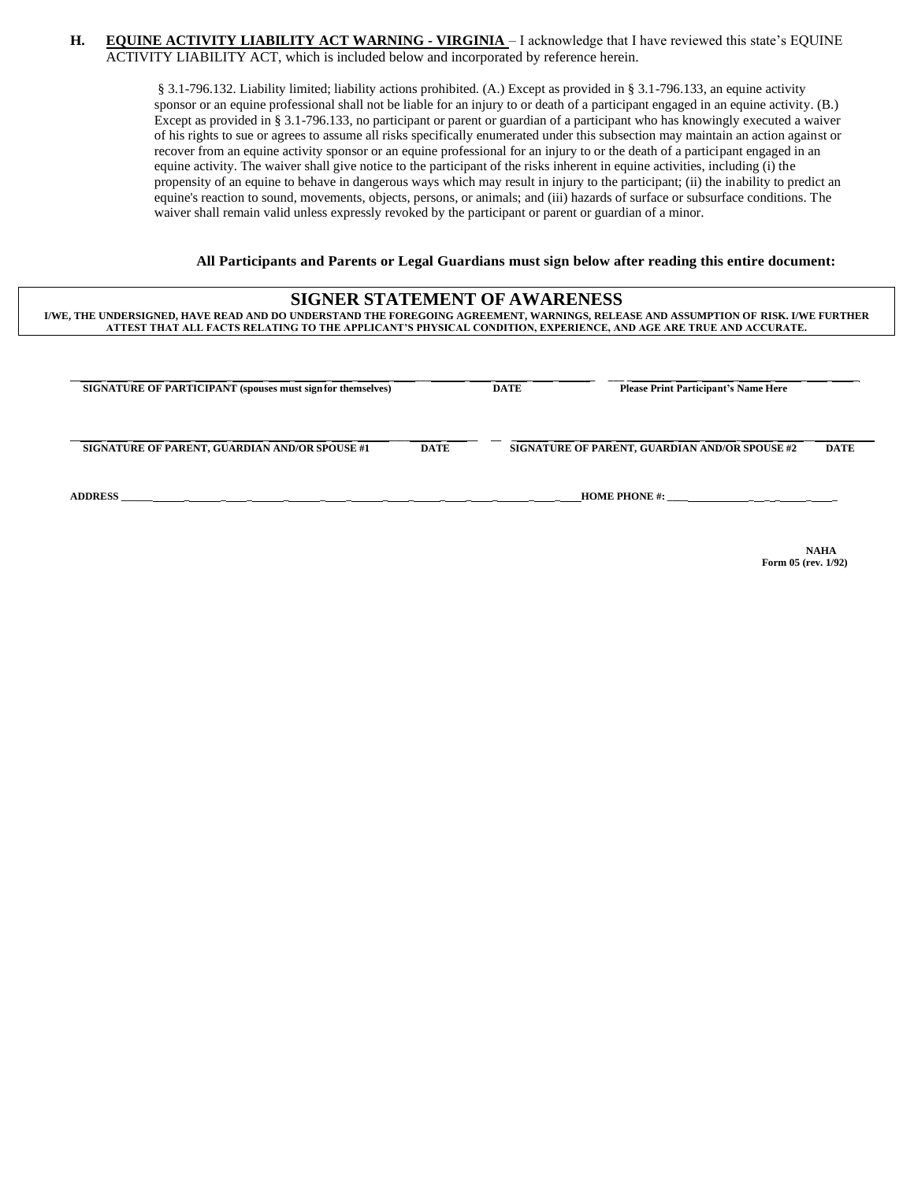**H.** **<u>EQUINE ACTIVITY LIABILITY ACT WARNING - VIRGINIA</u>** – I acknowledge that I have reviewed this state's EQUINE ACTIVITY LIABILITY ACT, which is included below and incorporated by reference herein.

> § 3.1-796.132. Liability limited; liability actions prohibited. (A.) Except as provided in § 3.1-796.133, an equine activity sponsor or an equine professional shall not be liable for an injury to or death of a participant engaged in an equine activity. (B.) Except as provided in § 3.1-796.133, no participant or parent or guardian of a participant who has knowingly executed a waiver of his rights to sue or agrees to assume all risks specifically enumerated under this subsection may maintain an action against or recover from an equine activity sponsor or an equine professional for an injury to or the death of a participant engaged in an equine activity. The waiver shall give notice to the participant of the risks inherent in equine activities, including (i) the propensity of an equine to behave in dangerous ways which may result in injury to the participant; (ii) the inability to predict an equine's reaction to sound, movements, objects, persons, or animals; and (iii) hazards of surface or subsurface conditions. The waiver shall remain valid unless expressly revoked by the participant or parent or guardian of a minor.

**All Participants and Parents or Legal Guardians must sign below after reading this entire document:**

## SIGNER STATEMENT OF AWARENESS

**I/WE, THE UNDERSIGNED, HAVE READ AND DO UNDERSTAND THE FOREGOING AGREEMENT, WARNINGS, RELEASE AND ASSUMPTION OF RISK. I/WE FURTHER ATTEST THAT ALL FACTS RELATING TO THE APPLICANT'S PHYSICAL CONDITION, EXPERIENCE, AND AGE ARE TRUE AND ACCURATE.**

______________________________________________ ____________ ______________________________

**SIGNATURE OF PARTICIPANT (spouses must sign for themselves)** **DATE** **Please Print Participant's Name Here**

______________________________________________ ____________ ______________________________________________ ____________

**SIGNATURE OF PARENT, GUARDIAN AND/OR SPOUSE #1** **DATE** **SIGNATURE OF PARENT, GUARDIAN AND/OR SPOUSE #2** **DATE**

**ADDRESS** ______________________________________________ **HOME PHONE #:** ______________________

**NAHA**
**Form 05 (rev. 1/92)**